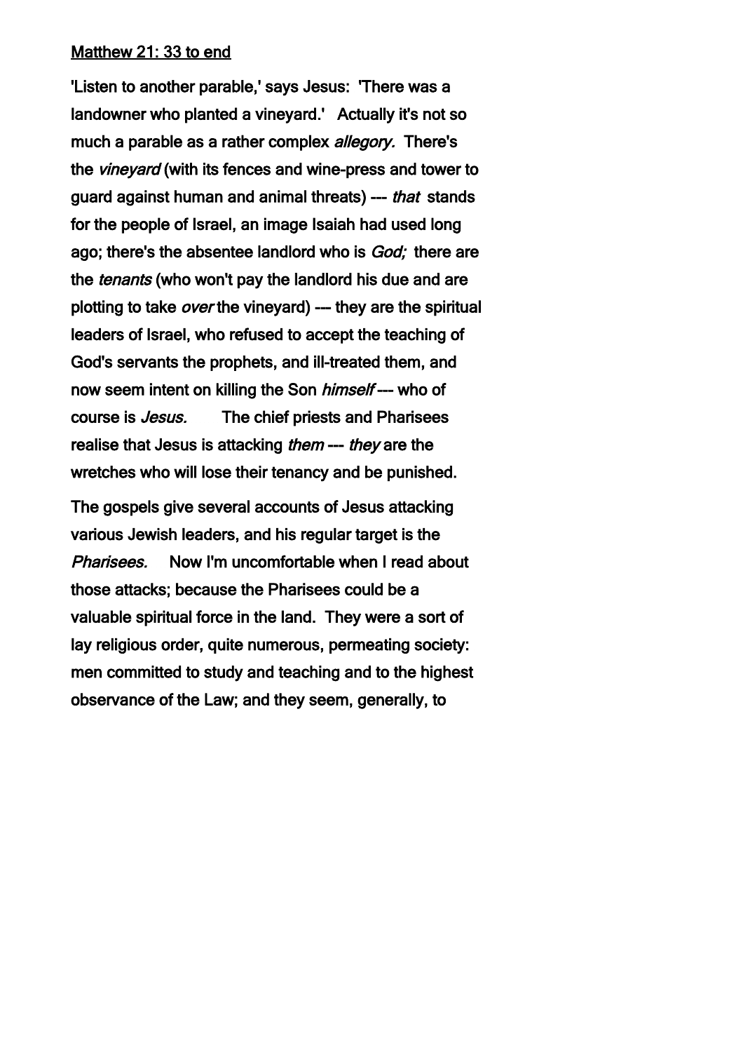Matthew 21: 33 to end

'Listen to another parable,' says Jesus: 'There was a landowner who planted a vineyard.' Actually it's not so much a parable as a rather complex *allegory.* There's the *vineyard* (with its fences and wine-press and tower to guard against human and animal threats) --- *that* stands for the people of Israel, an image Isaiah had used long ago; there's the absentee landlord who is *God;* there are the *tenants* (who won't pay the landlord his due and are plotting to take *over* the vineyard) --- they are the spiritual leaders of Israel, who refused to accept the teaching of God's servants the prophets, and ill-treated them, and now seem intent on killing the Son *himself* --- who of course is *Jesus.* The chief priests and Pharisees realise that Jesus is attacking *them* --- *they* are the wretches who will lose their tenancy and be punished.

The gospels give several accounts of Jesus attacking various Jewish leaders, and his regular target is the *Pharisees.* Now I'm uncomfortable when I read about those attacks; because the Pharisees could be a valuable spiritual force in the land. They were a sort of lay religious order, quite numerous, permeating society: men committed to study and teaching and to the highest observance of the Law; and they seem, generally, to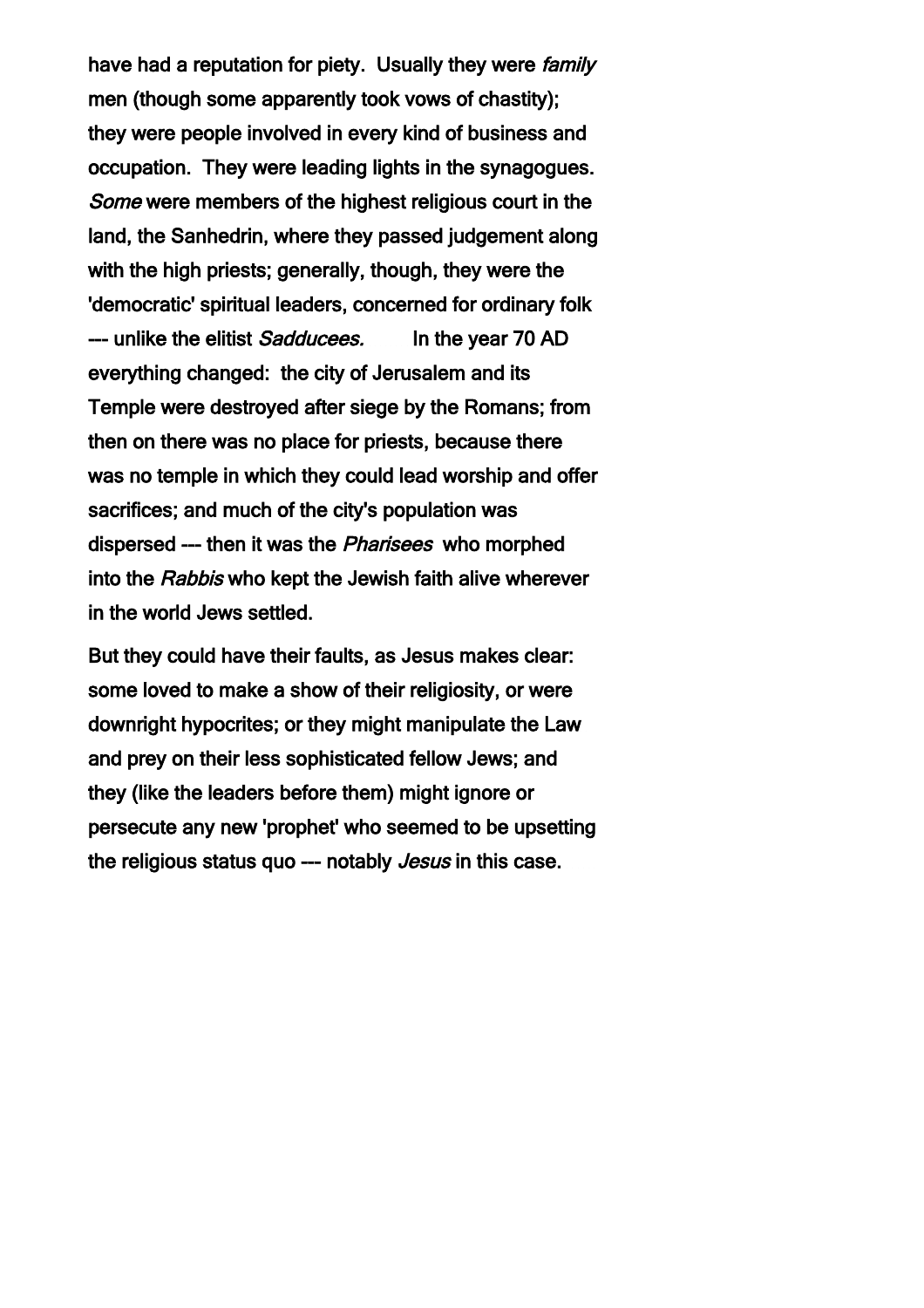have had a reputation for piety.  Usually they were *family* men (though some apparently took vows of chastity); they were people involved in every kind of business and occupation.  They were leading lights in the synagogues. *Some* were members of the highest religious court in the land, the Sanhedrin, where they passed judgement along with the high priests; generally, though, they were the 'democratic' spiritual leaders, concerned for ordinary folk --- unlike the elitist *Sadducees.*     In the year 70 AD everything changed:  the city of Jerusalem and its Temple were destroyed after siege by the Romans; from then on there was no place for priests, because there was no temple in which they could lead worship and offer sacrifices; and much of the city's population was dispersed --- then it was the *Pharisees* who morphed into the *Rabbis* who kept the Jewish faith alive wherever in the world Jews settled.

But they could have their faults, as Jesus makes clear: some loved to make a show of their religiosity, or were downright hypocrites; or they might manipulate the Law and prey on their less sophisticated fellow Jews; and they (like the leaders before them) might ignore or persecute any new 'prophet' who seemed to be upsetting the religious status quo --- notably *Jesus* in this case.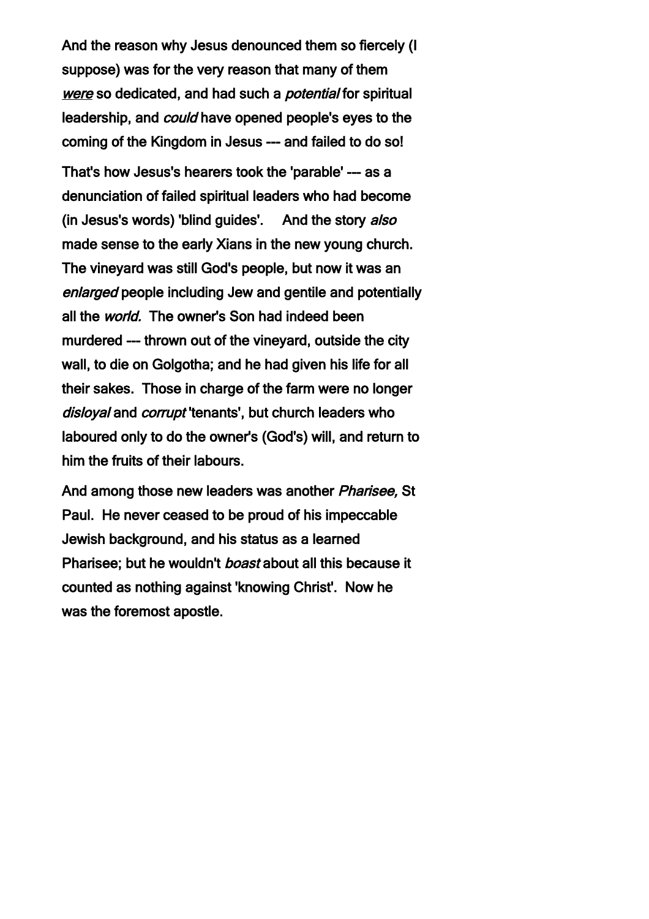And the reason why Jesus denounced them so fiercely (I suppose) was for the very reason that many of them *were* so dedicated, and had such a *potential* for spiritual leadership, and *could* have opened people's eyes to the coming of the Kingdom in Jesus --- and failed to do so!

That's how Jesus's hearers took the 'parable' --- as a denunciation of failed spiritual leaders who had become (in Jesus's words) 'blind guides'. And the story *also* made sense to the early Xians in the new young church. The vineyard was still God's people, but now it was an *enlarged* people including Jew and gentile and potentially all the *world.* The owner's Son had indeed been murdered --- thrown out of the vineyard, outside the city wall, to die on Golgotha; and he had given his life for all their sakes. Those in charge of the farm were no longer *disloyal* and *corrupt* 'tenants', but church leaders who laboured only to do the owner's (God's) will, and return to him the fruits of their labours.

And among those new leaders was another *Pharisee,* St Paul. He never ceased to be proud of his impeccable Jewish background, and his status as a learned Pharisee; but he wouldn't *boast* about all this because it counted as nothing against 'knowing Christ'. Now he was the foremost apostle.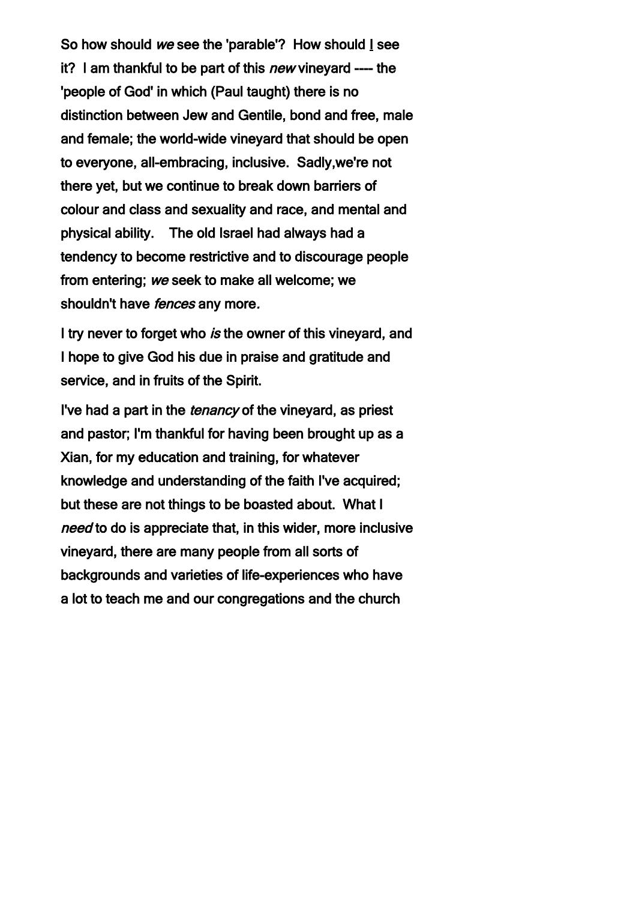So how should *we* see the 'parable'? How should I see it? I am thankful to be part of this *new* vineyard ---- the 'people of God' in which (Paul taught) there is no distinction between Jew and Gentile, bond and free, male and female; the world-wide vineyard that should be open to everyone, all-embracing, inclusive. Sadly,we're not there yet, but we continue to break down barriers of colour and class and sexuality and race, and mental and physical ability. The old Israel had always had a tendency to become restrictive and to discourage people from entering; *we* seek to make all welcome; we shouldn't have *fences* any more.

I try never to forget who *is* the owner of this vineyard, and I hope to give God his due in praise and gratitude and service, and in fruits of the Spirit.

I've had a part in the *tenancy* of the vineyard, as priest and pastor; I'm thankful for having been brought up as a Xian, for my education and training, for whatever knowledge and understanding of the faith I've acquired; but these are not things to be boasted about. What I *need* to do is appreciate that, in this wider, more inclusive vineyard, there are many people from all sorts of backgrounds and varieties of life-experiences who have a lot to teach me and our congregations and the church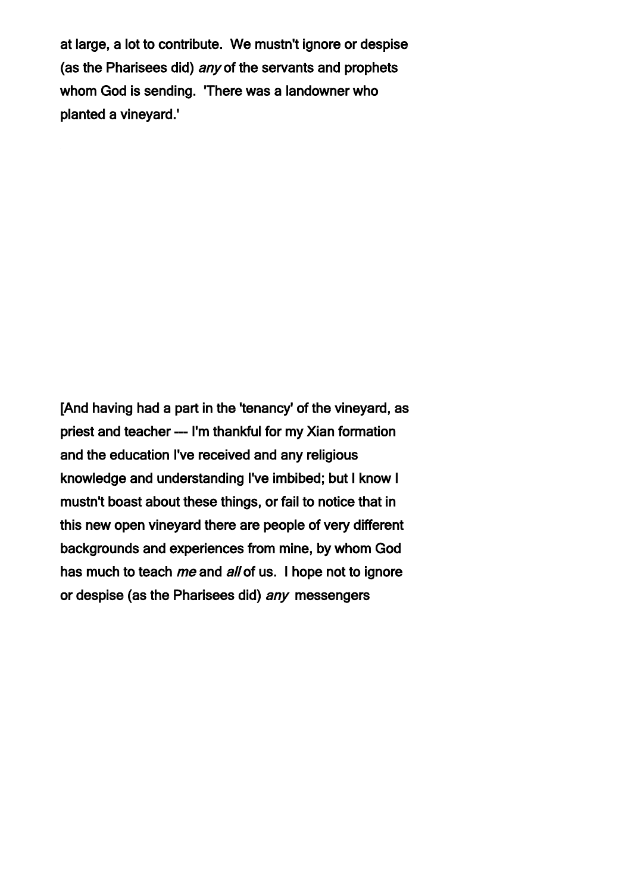at large, a lot to contribute.  We mustn't ignore or despise (as the Pharisees did) *any* of the servants and prophets whom God is sending.  'There was a landowner who planted a vineyard.'

[And having had a part in the 'tenancy' of the vineyard, as priest and teacher --- I'm thankful for my Xian formation and the education I've received and any religious knowledge and understanding I've imbibed; but I know I mustn't boast about these things, or fail to notice that in this new open vineyard there are people of very different backgrounds and experiences from mine, by whom God has much to teach *me* and *all* of us.  I hope not to ignore or despise (as the Pharisees did) *any*  messengers